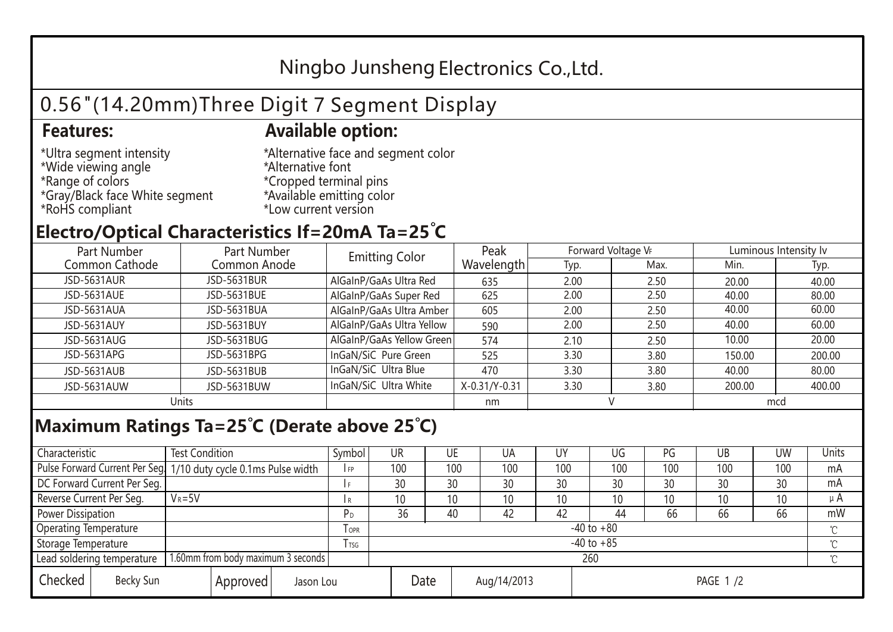# Ningbo Junsheng Electronics Co.,Ltd.

## 0.56"(14.20mm)Three Digit 7 Segment Display

**Features:**

*Ultra segment intensity
*Wide viewing angle
*Range of colors
*Gray/Black face White segment
*RoHS compliant

**Available option:**

*Alternative face and segment color
*Alternative font
*Cropped terminal pins
*Available emitting color
*Low current version

## Electro/Optical Characteristics If=20mA Ta=25˚C

| Part Number Common Cathode | Part Number Common Anode | Emitting Color | Peak Wavelength | Forward Voltage $V_F$ | | Luminous Intensity Iv | |
|---|---|---|---|---|---|---|---|
| | | | | Typ. | Max. | Min. | Typ. |
| JSD-5631AUR | JSD-5631BUR | AlGaInP/GaAs Ultra Red | 635 | 2.00 | 2.50 | 20.00 | 40.00 |
| JSD-5631AUE | JSD-5631BUE | AlGaInP/GaAs Super Red | 625 | 2.00 | 2.50 | 40.00 | 80.00 |
| JSD-5631AUA | JSD-5631BUA | AlGaInP/GaAs Ultra Amber | 605 | 2.00 | 2.50 | 40.00 | 60.00 |
| JSD-5631AUY | JSD-5631BUY | AlGaInP/GaAs Ultra Yellow | 590 | 2.00 | 2.50 | 40.00 | 60.00 |
| JSD-5631AUG | JSD-5631BUG | AlGaInP/GaAs Yellow Green | 574 | 2.10 | 2.50 | 10.00 | 20.00 |
| JSD-5631APG | JSD-5631BPG | InGaN/SiC Pure Green | 525 | 3.30 | 3.80 | 150.00 | 200.00 |
| JSD-5631AUB | JSD-5631BUB | InGaN/SiC Ultra Blue | 470 | 3.30 | 3.80 | 40.00 | 80.00 |
| JSD-5631AUW | JSD-5631BUW | InGaN/SiC Ultra White | X-0.31/Y-0.31 | 3.30 | 3.80 | 200.00 | 400.00 |
| Units | | | nm | V | | mcd | |

## Maximum Ratings Ta=25℃ (Derate above 25℃)

| Characteristic | Test Condition | Symbol | UR | UE | UA | UY | UG | PG | UB | UW | Units |
|---|---|---|---|---|---|---|---|---|---|---|---|
| Pulse Forward Current Per Seg. | 1/10 duty cycle 0.1ms Pulse width | $I_{FP}$ | 100 | 100 | 100 | 100 | 100 | 100 | 100 | 100 | mA |
| DC Forward Current Per Seg. | | $I_F$ | 30 | 30 | 30 | 30 | 30 | 30 | 30 | 30 | mA |
| Reverse Current Per Seg. | $V_R$=5V | $I_R$ | 10 | 10 | 10 | 10 | 10 | 10 | 10 | 10 | μA |
| Power Dissipation | | $P_D$ | 36 | 40 | 42 | 42 | 44 | 66 | 66 | 66 | mW |
| Operating Temperature | | $T_{OPR}$ | -40 to +80 | | | | | | | | ℃ |
| Storage Temperature | | $T_{TSG}$ | -40 to +85 | | | | | | | | ℃ |
| Lead soldering temperature | 1.60mm from body maximum 3 seconds | | 260 | | | | | | | | ℃ |

| Checked | Becky Sun | Approved | Jason Lou | Date | Aug/14/2013 |
|---|---|---|---|---|---|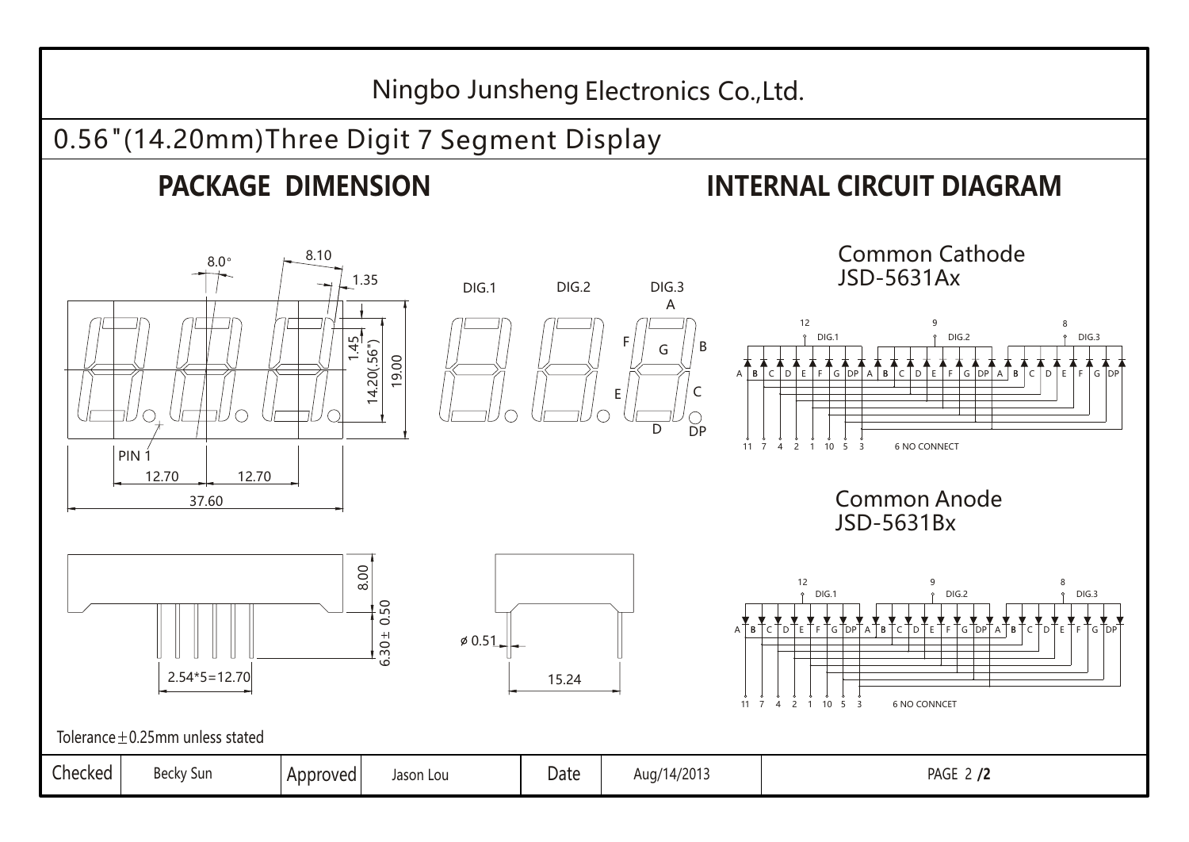# Ningbo Junsheng Electronics Co.,Ltd.

## 0.56"(14.20mm)Three Digit 7 Segment Display

### PACKAGE DIMENSION

8.0°
8.10
1.35
1.45
14.20(.56")
19.00
PIN 1
12.70
12.70
37.60

DIG.1
DIG.2
DIG.3
A
F
G
B
E
C
D
DP

8.00
6.30± 0.50
2.54*5=12.70
ø 0.51
15.24

Tolerance ± 0.25mm unless stated

### INTERNAL CIRCUIT DIAGRAM

Common Cathode
JSD-5631Ax

12 DIG.1
9 DIG.2
8 DIG.3
A B C D E F G DP A B C D E F G DP A B C D E F G DP
11 7 4 2 1 10 5 3
6 NO CONNECT

Common Anode
JSD-5631Bx

12 DIG.1
9 DIG.2
8 DIG.3
A B C D E F G DP A B C D E F G DP A B C D E F G DP
11 7 4 2 1 10 5 3
6 NO CONNCET

| | | | | | |
|---|---|---|---|---|---|
| Checked | Becky Sun | Approved | Jason Lou | Date | Aug/14/2013 |